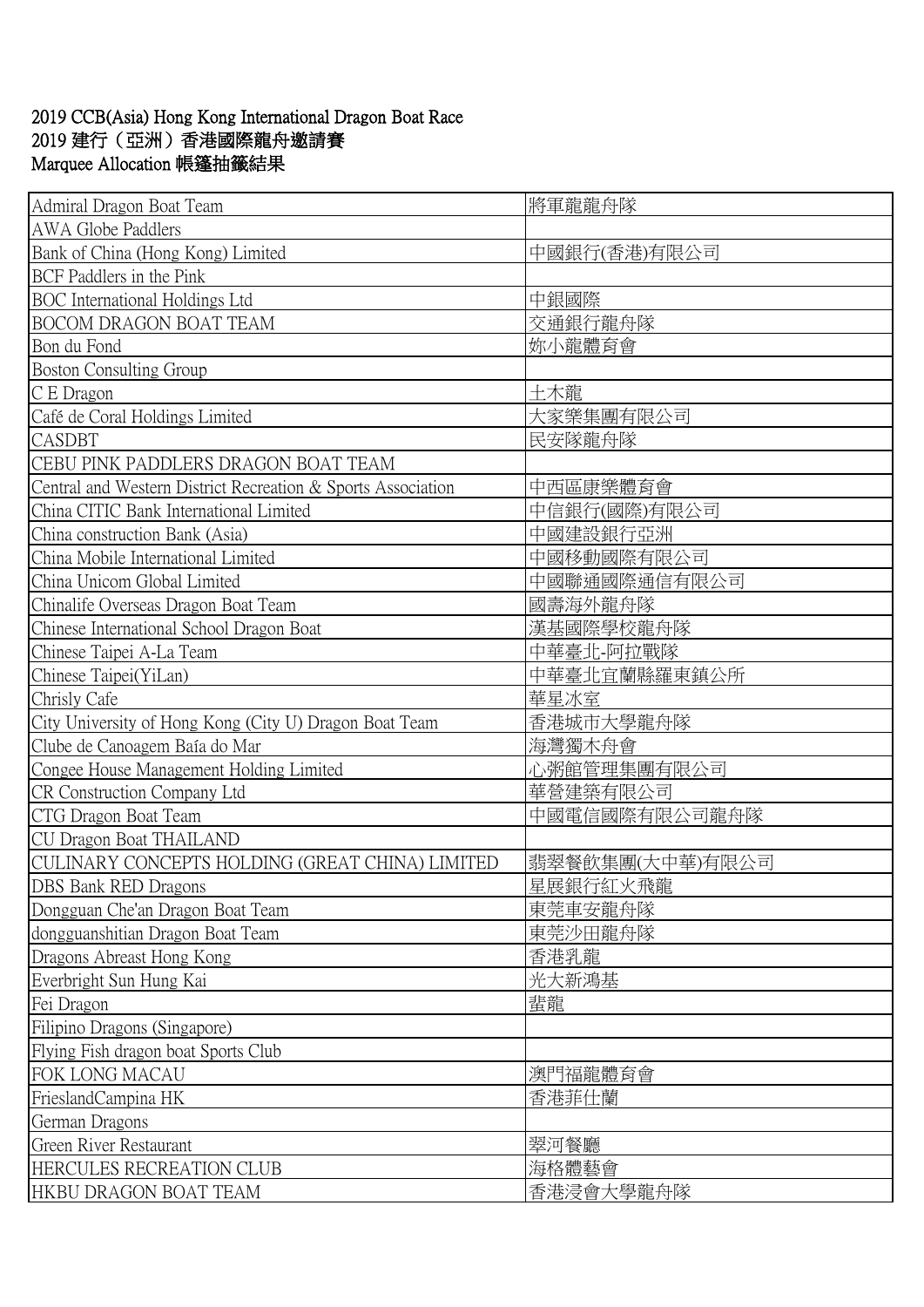# 2019 CCB(Asia) Hong Kong International Dragon Boat Race
# 2019 建行（亞洲）香港國際龍舟邀請賽
# Marquee Allocation 帳篷抽籤結果

| | |
|---|---|
| Admiral Dragon Boat Team | 將軍龍龍舟隊 |
| AWA Globe Paddlers | |
| Bank of China (Hong Kong) Limited | 中國銀行(香港)有限公司 |
| BCF Paddlers in the Pink | |
| BOC International Holdings Ltd | 中銀國際 |
| BOCOM DRAGON BOAT TEAM | 交通銀行龍舟隊 |
| Bon du Fond | 妳小龍體育會 |
| Boston Consulting Group | |
| C E Dragon | 土木龍 |
| Café de Coral Holdings Limited | 大家樂集團有限公司 |
| CASDBT | 民安隊龍舟隊 |
| CEBU PINK PADDLERS DRAGON BOAT TEAM | |
| Central and Western District Recreation & Sports Association | 中西區康樂體育會 |
| China CITIC Bank International Limited | 中信銀行(國際)有限公司 |
| China construction Bank (Asia) | 中國建設銀行亞洲 |
| China Mobile International Limited | 中國移動國際有限公司 |
| China Unicom Global Limited | 中國聯通國際通信有限公司 |
| Chinalife Overseas Dragon Boat Team | 國壽海外龍舟隊 |
| Chinese International School Dragon Boat | 漢基國際學校龍舟隊 |
| Chinese Taipei A-La Team | 中華臺北-阿拉戰隊 |
| Chinese Taipei(YiLan) | 中華臺北宜蘭縣羅東鎮公所 |
| Chrisly Cafe | 華星冰室 |
| City University of Hong Kong (City U) Dragon Boat Team | 香港城市大學龍舟隊 |
| Clube de Canoagem Baía do Mar | 海灣獨木舟會 |
| Congee House Management Holding Limited | 心粥館管理集團有限公司 |
| CR Construction Company Ltd | 華營建築有限公司 |
| CTG Dragon Boat Team | 中國電信國際有限公司龍舟隊 |
| CU Dragon Boat THAILAND | |
| CULINARY CONCEPTS HOLDING (GREAT CHINA) LIMITED | 翡翠餐飲集團(大中華)有限公司 |
| DBS Bank RED Dragons | 星展銀行紅火飛龍 |
| Dongguan Che'an Dragon Boat Team | 東莞車安龍舟隊 |
| dongguanshitian Dragon Boat Team | 東莞沙田龍舟隊 |
| Dragons Abreast Hong Kong | 香港乳龍 |
| Everbright Sun Hung Kai | 光大新鴻基 |
| Fei Dragon | 蜚龍 |
| Filipino Dragons (Singapore) | |
| Flying Fish dragon boat Sports Club | |
| FOK LONG MACAU | 澳門福龍體育會 |
| FrieslandCampina HK | 香港菲仕蘭 |
| German Dragons | |
| Green River Restaurant | 翠河餐廳 |
| HERCULES RECREATION CLUB | 海格體藝會 |
| HKBU DRAGON BOAT TEAM | 香港浸會大學龍舟隊 |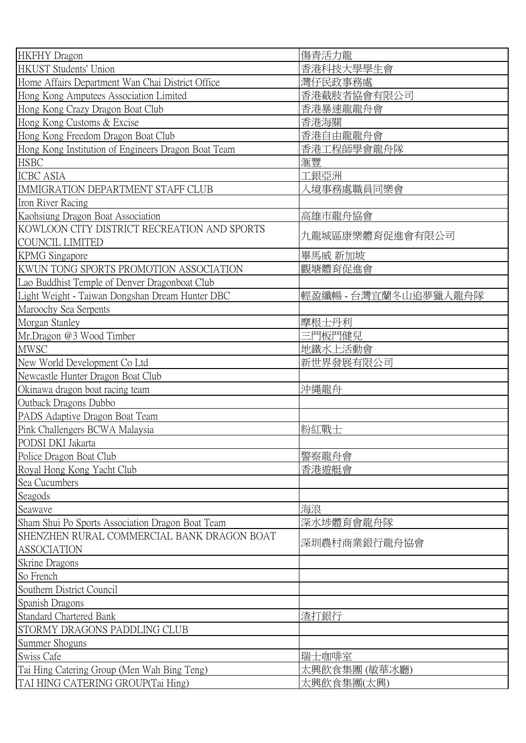| | |
|---|---|
| HKFHY Dragon | 傷青活力龍 |
| HKUST Students' Union | 香港科技大學學生會 |
| Home Affairs Department Wan Chai District Office | 灣仔民政事務處 |
| Hong Kong Amputees Association Limited | 香港截肢者協會有限公司 |
| Hong Kong Crazy Dragon Boat Club | 香港暴速龍龍舟會 |
| Hong Kong Customs & Excise | 香港海關 |
| Hong Kong Freedom Dragon Boat Club | 香港自由龍龍舟會 |
| Hong Kong Institution of Engineers Dragon Boat Team | 香港工程師學會龍舟隊 |
| HSBC | 滙豐 |
| ICBC ASIA | 工銀亞洲 |
| IMMIGRATION DEPARTMENT STAFF CLUB | 入境事務處職員同樂會 |
| Iron River Racing | |
| Kaohsiung Dragon Boat Association | 高雄市龍舟協會 |
| KOWLOON CITY DISTRICT RECREATION AND SPORTS COUNCIL LIMITED | 九龍城區康樂體育促進會有限公司 |
| KPMG Singapore | 畢馬威 新加坡 |
| KWUN TONG SPORTS PROMOTION ASSOCIATION | 觀塘體育促進會 |
| Lao Buddhist Temple of Denver Dragonboat Club | |
| Light Weight - Taiwan Dongshan Dream Hunter DBC | 輕盈纖暢 - 台灣宜蘭冬山追夢獵人龍舟隊 |
| Maroochy Sea Serpents | |
| Morgan Stanley | 摩根士丹利 |
| Mr.Dragon @3 Wood Timber | 三門板門健兒 |
| MWSC | 地鐵水上活動會 |
| New World Development Co Ltd | 新世界發展有限公司 |
| Newcastle Hunter Dragon Boat Club | |
| Okinawa dragon boat racing team | 沖縄龍舟 |
| Outback Dragons Dubbo | |
| PADS Adaptive Dragon Boat Team | |
| Pink Challengers BCWA Malaysia | 粉紅戰士 |
| PODSI DKI Jakarta | |
| Police Dragon Boat Club | 警察龍舟會 |
| Royal Hong Kong Yacht Club | 香港遊艇會 |
| Sea Cucumbers | |
| Seagods | |
| Seawave | 海浪 |
| Sham Shui Po Sports Association Dragon Boat Team | 深水埗體育會龍舟隊 |
| SHENZHEN RURAL COMMERCIAL BANK DRAGON BOAT ASSOCIATION | 深圳農村商業銀行龍舟協會 |
| Skrine Dragons | |
| So French | |
| Southern District Council | |
| Spanish Dragons | |
| Standard Chartered Bank | 渣打銀行 |
| STORMY DRAGONS PADDLING CLUB | |
| Summer Shoguns | |
| Swiss Cafe | 瑞士咖啡室 |
| Tai Hing Catering Group (Men Wah Bing Teng) | 太興飲食集團 (敏華冰廳) |
| TAI HING CATERING GROUP(Tai Hing) | 太興飲食集團(太興) |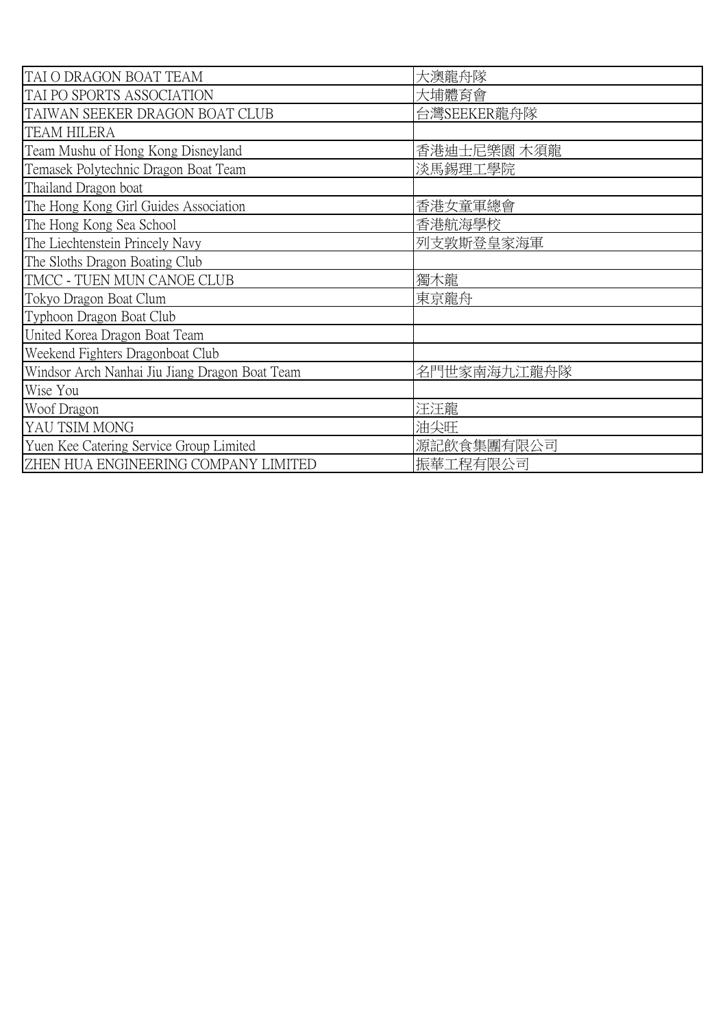| | |
|---|---|
| TAI O DRAGON BOAT TEAM | 大澳龍舟隊 |
| TAI PO SPORTS ASSOCIATION | 大埔體育會 |
| TAIWAN SEEKER DRAGON BOAT CLUB | 台灣SEEKER龍舟隊 |
| TEAM HILERA | |
| Team Mushu of Hong Kong Disneyland | 香港迪士尼樂園 木須龍 |
| Temasek Polytechnic Dragon Boat Team | 淡馬錫理工學院 |
| Thailand Dragon boat | |
| The Hong Kong Girl Guides Association | 香港女童軍總會 |
| The Hong Kong Sea School | 香港航海學校 |
| The Liechtenstein Princely Navy | 列支敦斯登皇家海軍 |
| The Sloths Dragon Boating Club | |
| TMCC - TUEN MUN CANOE CLUB | 獨木龍 |
| Tokyo Dragon Boat Clum | 東京龍舟 |
| Typhoon Dragon Boat Club | |
| United Korea Dragon Boat Team | |
| Weekend Fighters Dragonboat Club | |
| Windsor Arch Nanhai Jiu Jiang Dragon Boat Team | 名門世家南海九江龍舟隊 |
| Wise You | |
| Woof Dragon | 汪汪龍 |
| YAU TSIM MONG | 油尖旺 |
| Yuen Kee Catering Service Group Limited | 源記飲食集團有限公司 |
| ZHEN HUA ENGINEERING COMPANY LIMITED | 振華工程有限公司 |